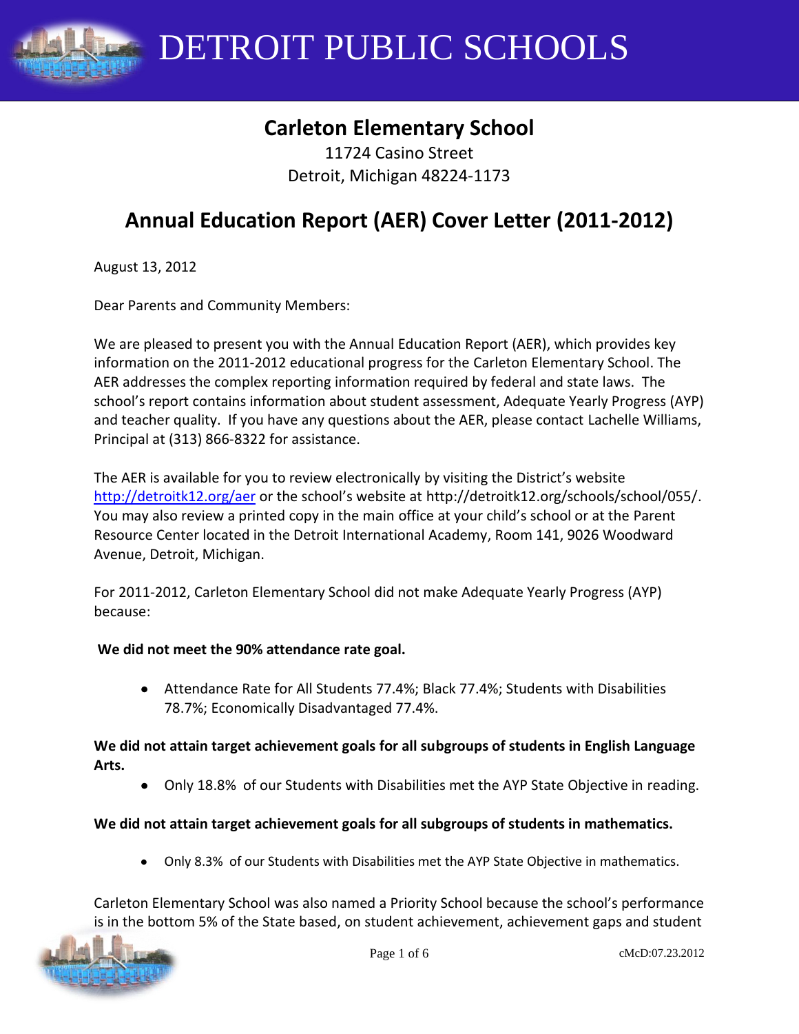# DETROIT PUBLIC SCHOOLS

## Carleton Elementary School

11724 Casino Street
Detroit, Michigan 48224-1173

## Annual Education Report (AER) Cover Letter (2011-2012)

August 13, 2012

Dear Parents and Community Members:

We are pleased to present you with the Annual Education Report (AER), which provides key information on the 2011-2012 educational progress for the Carleton Elementary School. The AER addresses the complex reporting information required by federal and state laws. The school's report contains information about student assessment, Adequate Yearly Progress (AYP) and teacher quality. If you have any questions about the AER, please contact Lachelle Williams, Principal at (313) 866-8322 for assistance.

The AER is available for you to review electronically by visiting the District's website http://detroitk12.org/aer or the school's website at http://detroitk12.org/schools/school/055/. You may also review a printed copy in the main office at your child's school or at the Parent Resource Center located in the Detroit International Academy, Room 141, 9026 Woodward Avenue, Detroit, Michigan.

For 2011-2012, Carleton Elementary School did not make Adequate Yearly Progress (AYP) because:

**We did not meet the 90% attendance rate goal.**

- Attendance Rate for All Students 77.4%; Black 77.4%; Students with Disabilities 78.7%; Economically Disadvantaged 77.4%.

**We did not attain target achievement goals for all subgroups of students in English Language Arts.**

- Only 18.8% of our Students with Disabilities met the AYP State Objective in reading.

**We did not attain target achievement goals for all subgroups of students in mathematics.**

- Only 8.3% of our Students with Disabilities met the AYP State Objective in mathematics.

Carleton Elementary School was also named a Priority School because the school's performance is in the bottom 5% of the State based, on student achievement, achievement gaps and student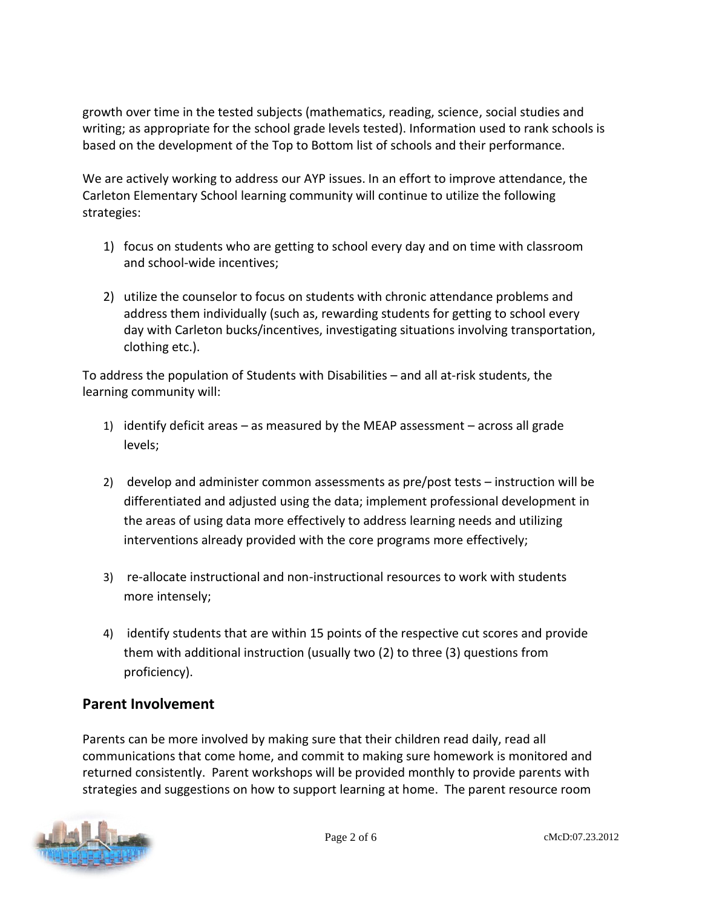growth over time in the tested subjects (mathematics, reading, science, social studies and writing; as appropriate for the school grade levels tested). Information used to rank schools is based on the development of the Top to Bottom list of schools and their performance.

We are actively working to address our AYP issues. In an effort to improve attendance, the Carleton Elementary School learning community will continue to utilize the following strategies:

1) focus on students who are getting to school every day and on time with classroom and school-wide incentives;

2) utilize the counselor to focus on students with chronic attendance problems and address them individually (such as, rewarding students for getting to school every day with Carleton bucks/incentives, investigating situations involving transportation, clothing etc.).

To address the population of Students with Disabilities – and all at-risk students, the learning community will:

1) identify deficit areas – as measured by the MEAP assessment – across all grade levels;

2) develop and administer common assessments as pre/post tests – instruction will be differentiated and adjusted using the data; implement professional development in the areas of using data more effectively to address learning needs and utilizing interventions already provided with the core programs more effectively;

3) re-allocate instructional and non-instructional resources to work with students more intensely;

4) identify students that are within 15 points of the respective cut scores and provide them with additional instruction (usually two (2) to three (3) questions from proficiency).

## Parent Involvement

Parents can be more involved by making sure that their children read daily, read all communications that come home, and commit to making sure homework is monitored and returned consistently. Parent workshops will be provided monthly to provide parents with strategies and suggestions on how to support learning at home. The parent resource room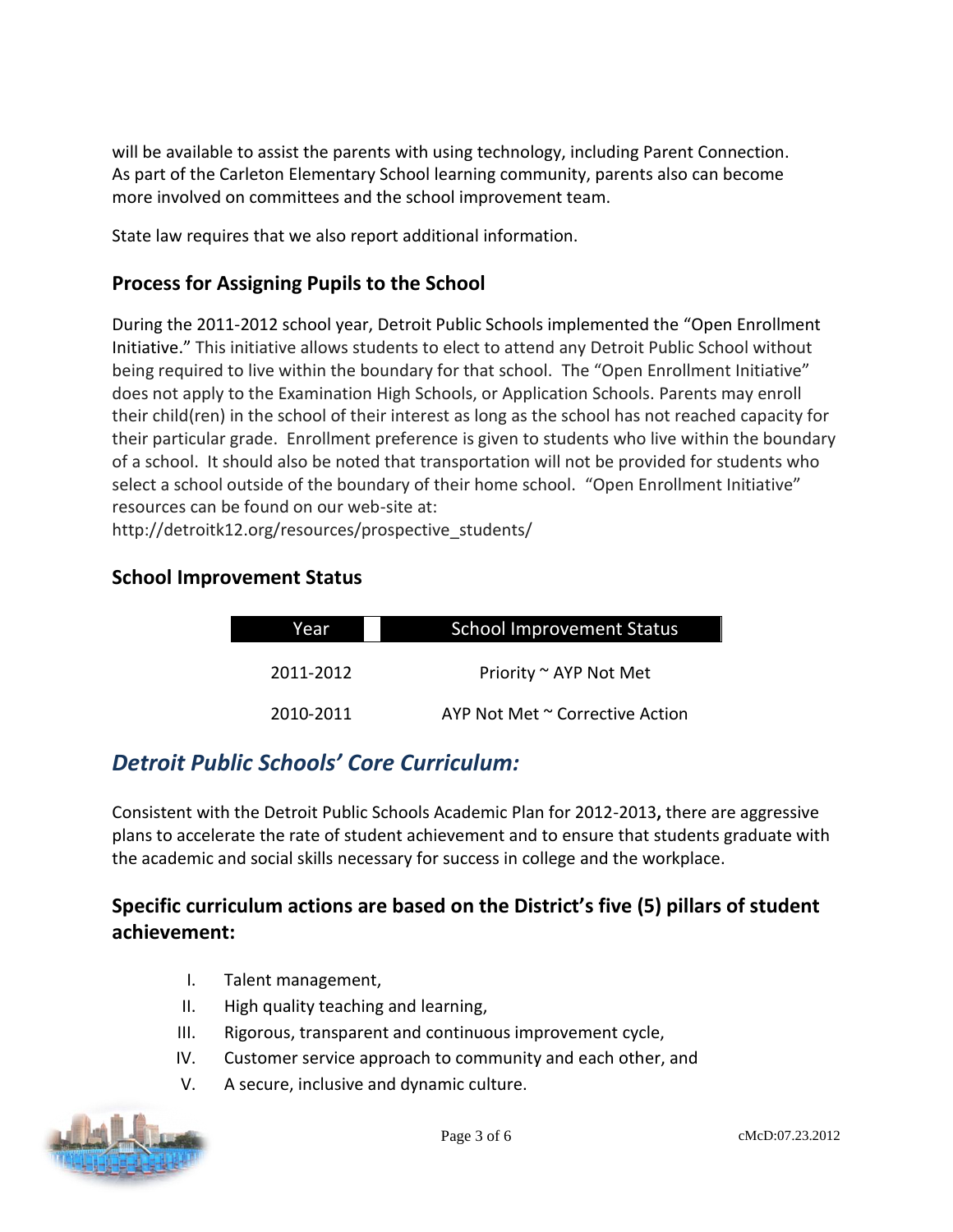will be available to assist the parents with using technology, including Parent Connection. As part of the Carleton Elementary School learning community, parents also can become more involved on committees and the school improvement team.

State law requires that we also report additional information.

## Process for Assigning Pupils to the School

During the 2011-2012 school year, Detroit Public Schools implemented the "Open Enrollment Initiative." This initiative allows students to elect to attend any Detroit Public School without being required to live within the boundary for that school. The "Open Enrollment Initiative" does not apply to the Examination High Schools, or Application Schools. Parents may enroll their child(ren) in the school of their interest as long as the school has not reached capacity for their particular grade. Enrollment preference is given to students who live within the boundary of a school. It should also be noted that transportation will not be provided for students who select a school outside of the boundary of their home school. "Open Enrollment Initiative" resources can be found on our web-site at:
http://detroitk12.org/resources/prospective_students/

## School Improvement Status

| Year | School Improvement Status |
|---|---|
| 2011-2012 | Priority ~ AYP Not Met |
| 2010-2011 | AYP Not Met ~ Corrective Action |

# *Detroit Public Schools' Core Curriculum:*

Consistent with the Detroit Public Schools Academic Plan for 2012-2013**,** there are aggressive plans to accelerate the rate of student achievement and to ensure that students graduate with the academic and social skills necessary for success in college and the workplace.

## Specific curriculum actions are based on the District's five (5) pillars of student achievement:

I. Talent management,
II. High quality teaching and learning,
III. Rigorous, transparent and continuous improvement cycle,
IV. Customer service approach to community and each other, and
V. A secure, inclusive and dynamic culture.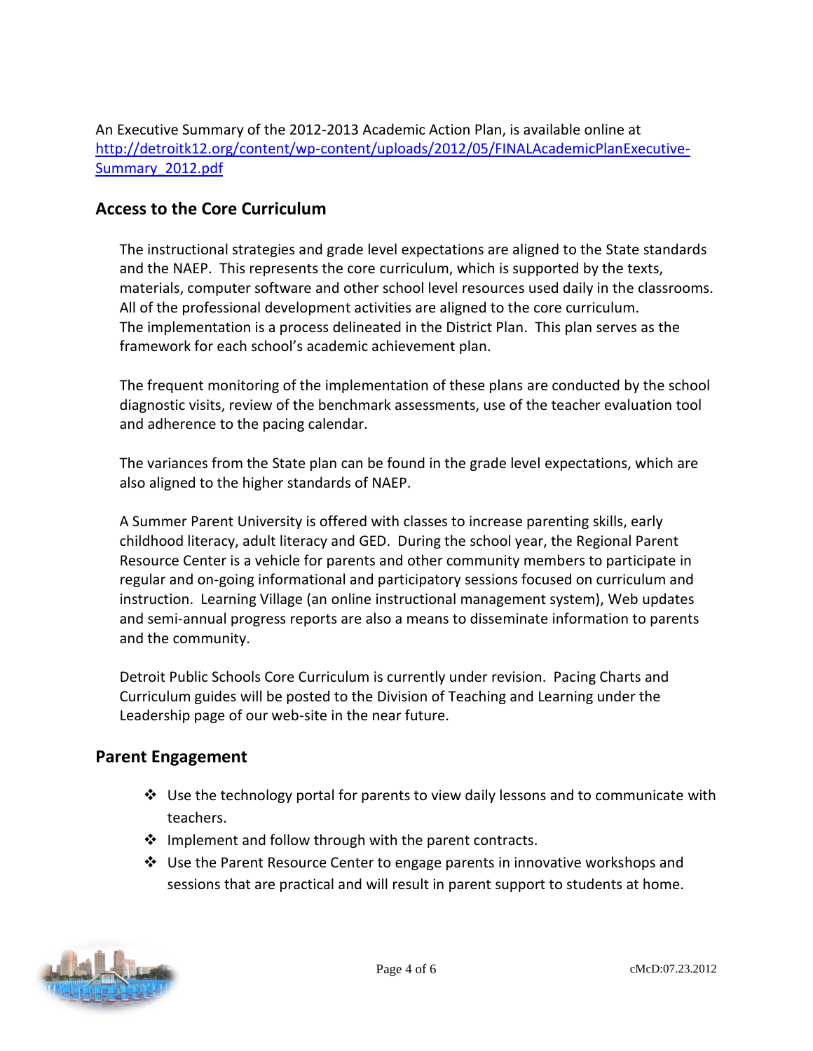An Executive Summary of the 2012-2013 Academic Action Plan, is available online at [http://detroitk12.org/content/wp-content/uploads/2012/05/FINALAcademicPlanExecutive-Summary_2012.pdf](http://detroitk12.org/content/wp-content/uploads/2012/05/FINALAcademicPlanExecutive-Summary_2012.pdf)

## Access to the Core Curriculum

The instructional strategies and grade level expectations are aligned to the State standards and the NAEP. This represents the core curriculum, which is supported by the texts, materials, computer software and other school level resources used daily in the classrooms. All of the professional development activities are aligned to the core curriculum. The implementation is a process delineated in the District Plan. This plan serves as the framework for each school's academic achievement plan.

The frequent monitoring of the implementation of these plans are conducted by the school diagnostic visits, review of the benchmark assessments, use of the teacher evaluation tool and adherence to the pacing calendar.

The variances from the State plan can be found in the grade level expectations, which are also aligned to the higher standards of NAEP.

A Summer Parent University is offered with classes to increase parenting skills, early childhood literacy, adult literacy and GED. During the school year, the Regional Parent Resource Center is a vehicle for parents and other community members to participate in regular and on-going informational and participatory sessions focused on curriculum and instruction. Learning Village (an online instructional management system), Web updates and semi-annual progress reports are also a means to disseminate information to parents and the community.

Detroit Public Schools Core Curriculum is currently under revision. Pacing Charts and Curriculum guides will be posted to the Division of Teaching and Learning under the Leadership page of our web-site in the near future.

## Parent Engagement

- Use the technology portal for parents to view daily lessons and to communicate with teachers.
- Implement and follow through with the parent contracts.
- Use the Parent Resource Center to engage parents in innovative workshops and sessions that are practical and will result in parent support to students at home.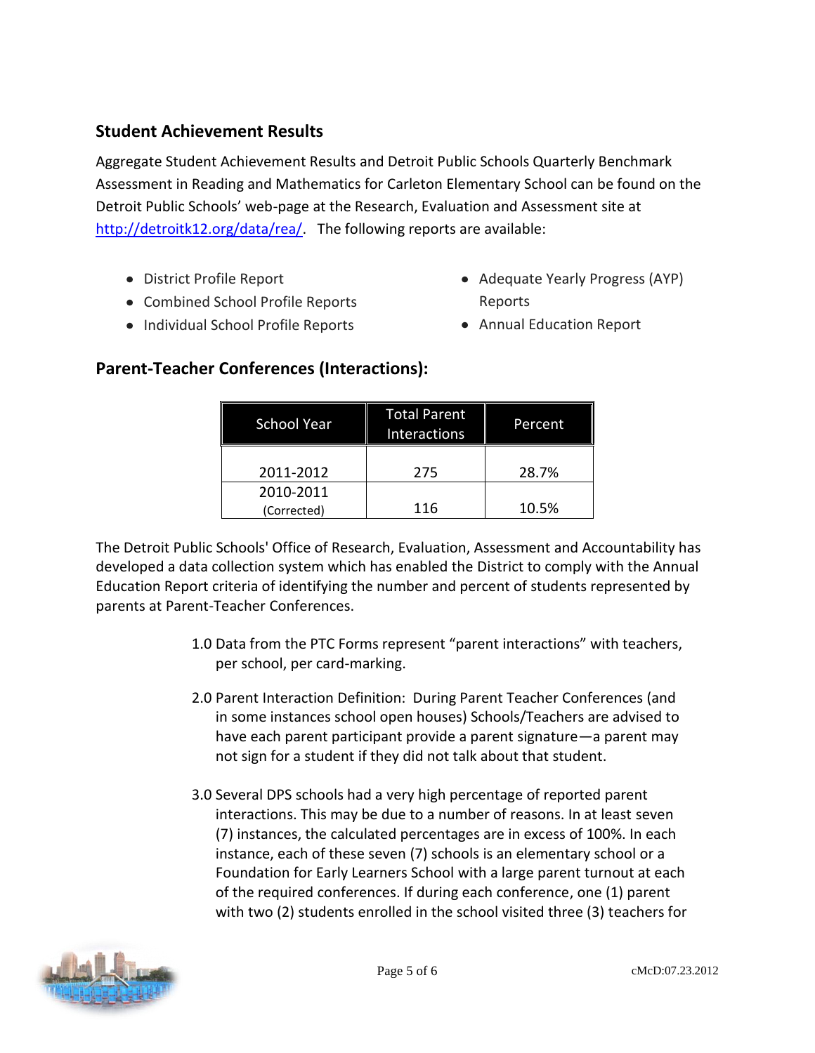## Student Achievement Results

Aggregate Student Achievement Results and Detroit Public Schools Quarterly Benchmark Assessment in Reading and Mathematics for Carleton Elementary School can be found on the Detroit Public Schools' web-page at the Research, Evaluation and Assessment site at http://detroitk12.org/data/rea/. The following reports are available:

- District Profile Report
- Combined School Profile Reports
- Individual School Profile Reports
- Adequate Yearly Progress (AYP) Reports
- Annual Education Report

## Parent-Teacher Conferences (Interactions):

| School Year | Total Parent Interactions | Percent |
|---|---|---|
| 2011-2012 | 275 | 28.7% |
| 2010-2011 (Corrected) | 116 | 10.5% |

The Detroit Public Schools' Office of Research, Evaluation, Assessment and Accountability has developed a data collection system which has enabled the District to comply with the Annual Education Report criteria of identifying the number and percent of students represented by parents at Parent-Teacher Conferences.

1.0 Data from the PTC Forms represent "parent interactions" with teachers, per school, per card-marking.

2.0 Parent Interaction Definition: During Parent Teacher Conferences (and in some instances school open houses) Schools/Teachers are advised to have each parent participant provide a parent signature—a parent may not sign for a student if they did not talk about that student.

3.0 Several DPS schools had a very high percentage of reported parent interactions. This may be due to a number of reasons. In at least seven (7) instances, the calculated percentages are in excess of 100%. In each instance, each of these seven (7) schools is an elementary school or a Foundation for Early Learners School with a large parent turnout at each of the required conferences. If during each conference, one (1) parent with two (2) students enrolled in the school visited three (3) teachers for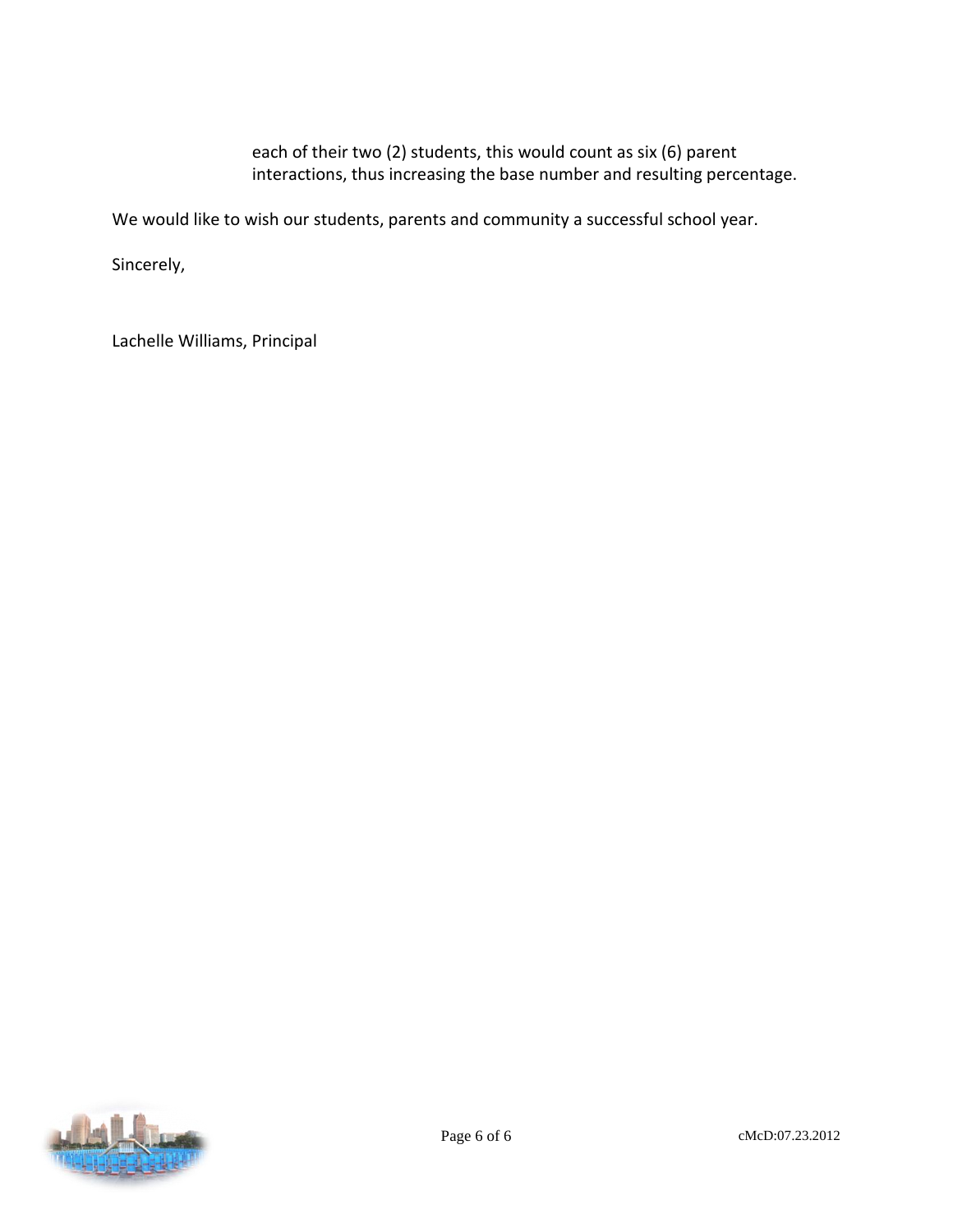each of their two (2) students, this would count as six (6) parent interactions, thus increasing the base number and resulting percentage.

We would like to wish our students, parents and community a successful school year.

Sincerely,

Lachelle Williams, Principal